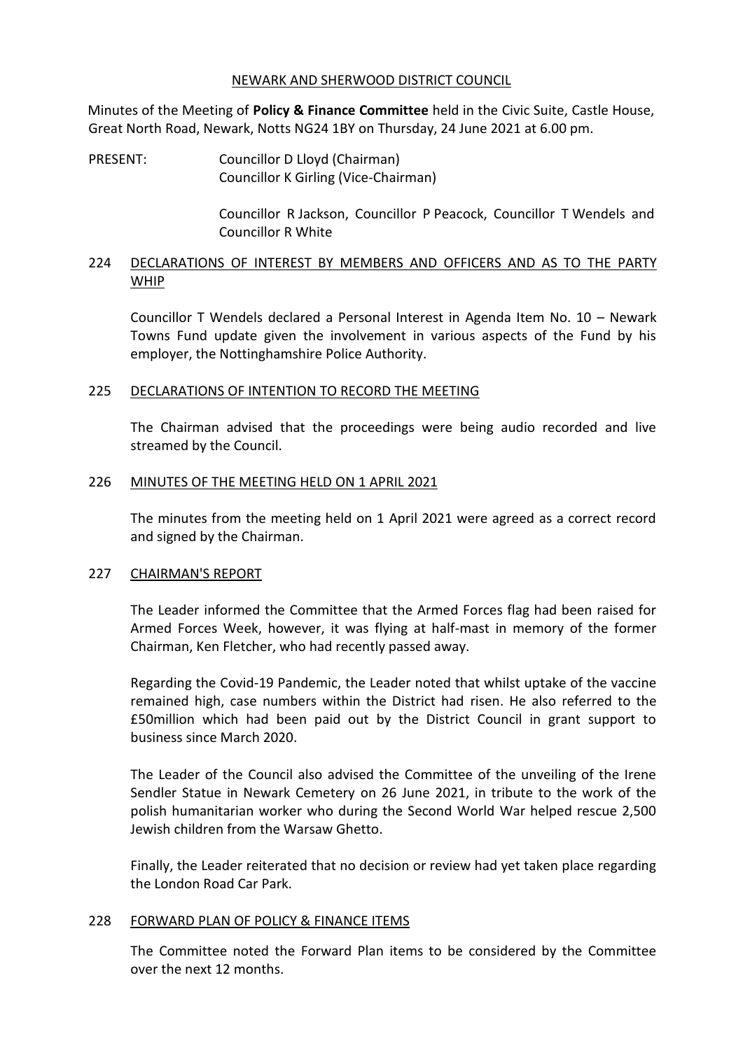NEWARK AND SHERWOOD DISTRICT COUNCIL

Minutes of the Meeting of **Policy & Finance Committee** held in the Civic Suite, Castle House, Great North Road, Newark, Notts NG24 1BY on Thursday, 24 June 2021 at 6.00 pm.

PRESENT: Councillor D Lloyd (Chairman)
Councillor K Girling (Vice-Chairman)

Councillor R Jackson, Councillor P Peacock, Councillor T Wendels and Councillor R White

## 224 DECLARATIONS OF INTEREST BY MEMBERS AND OFFICERS AND AS TO THE PARTY WHIP

Councillor T Wendels declared a Personal Interest in Agenda Item No. 10 – Newark Towns Fund update given the involvement in various aspects of the Fund by his employer, the Nottinghamshire Police Authority.

## 225 DECLARATIONS OF INTENTION TO RECORD THE MEETING

The Chairman advised that the proceedings were being audio recorded and live streamed by the Council.

## 226 MINUTES OF THE MEETING HELD ON 1 APRIL 2021

The minutes from the meeting held on 1 April 2021 were agreed as a correct record and signed by the Chairman.

## 227 CHAIRMAN'S REPORT

The Leader informed the Committee that the Armed Forces flag had been raised for Armed Forces Week, however, it was flying at half-mast in memory of the former Chairman, Ken Fletcher, who had recently passed away.

Regarding the Covid-19 Pandemic, the Leader noted that whilst uptake of the vaccine remained high, case numbers within the District had risen. He also referred to the £50million which had been paid out by the District Council in grant support to business since March 2020.

The Leader of the Council also advised the Committee of the unveiling of the Irene Sendler Statue in Newark Cemetery on 26 June 2021, in tribute to the work of the polish humanitarian worker who during the Second World War helped rescue 2,500 Jewish children from the Warsaw Ghetto.

Finally, the Leader reiterated that no decision or review had yet taken place regarding the London Road Car Park.

## 228 FORWARD PLAN OF POLICY & FINANCE ITEMS

The Committee noted the Forward Plan items to be considered by the Committee over the next 12 months.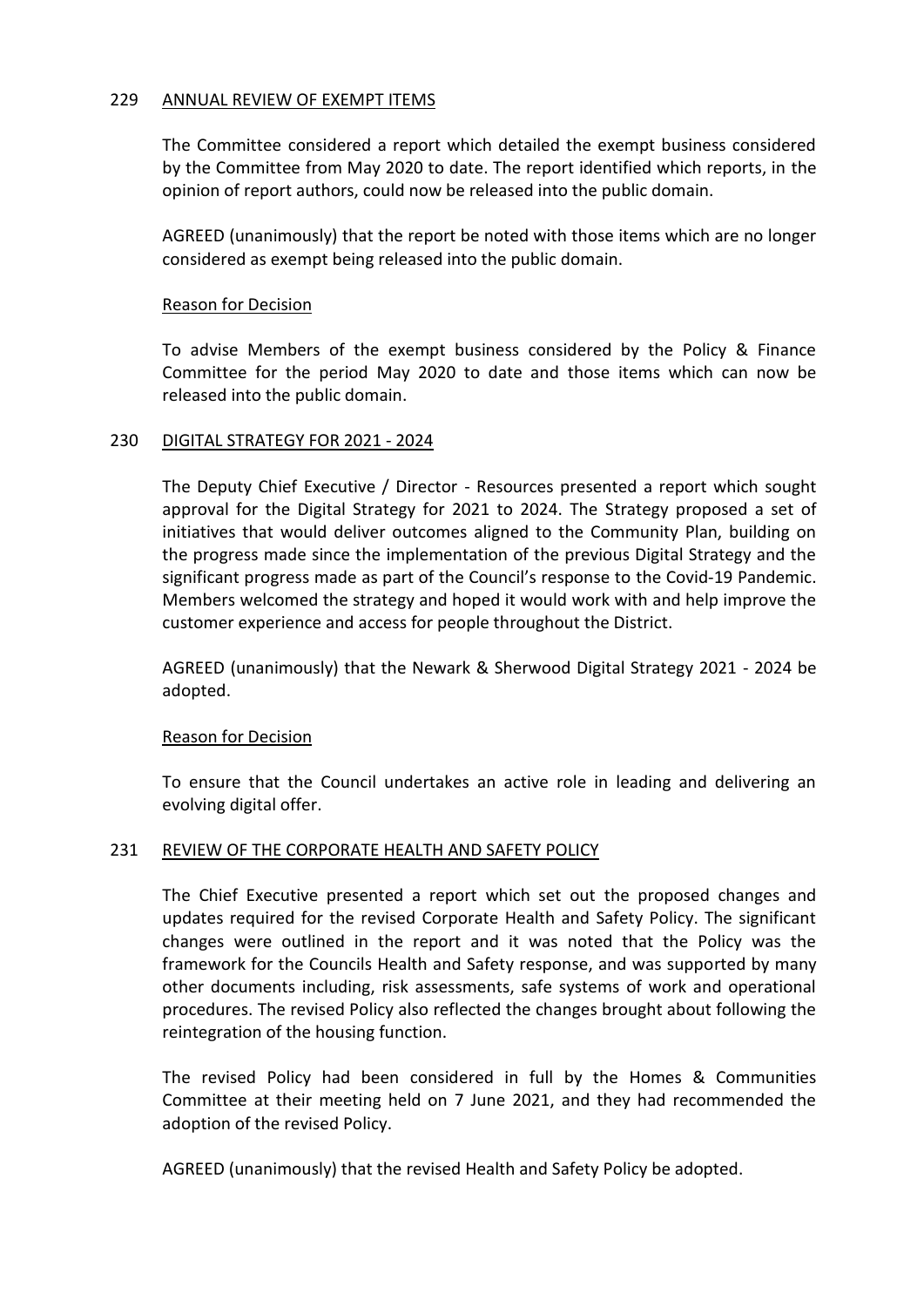## 229 ANNUAL REVIEW OF EXEMPT ITEMS

The Committee considered a report which detailed the exempt business considered by the Committee from May 2020 to date. The report identified which reports, in the opinion of report authors, could now be released into the public domain.

AGREED (unanimously) that the report be noted with those items which are no longer considered as exempt being released into the public domain.

### Reason for Decision

To advise Members of the exempt business considered by the Policy & Finance Committee for the period May 2020 to date and those items which can now be released into the public domain.

## 230 DIGITAL STRATEGY FOR 2021 - 2024

The Deputy Chief Executive / Director - Resources presented a report which sought approval for the Digital Strategy for 2021 to 2024. The Strategy proposed a set of initiatives that would deliver outcomes aligned to the Community Plan, building on the progress made since the implementation of the previous Digital Strategy and the significant progress made as part of the Council's response to the Covid-19 Pandemic. Members welcomed the strategy and hoped it would work with and help improve the customer experience and access for people throughout the District.

AGREED (unanimously) that the Newark & Sherwood Digital Strategy 2021 - 2024 be adopted.

### Reason for Decision

To ensure that the Council undertakes an active role in leading and delivering an evolving digital offer.

## 231 REVIEW OF THE CORPORATE HEALTH AND SAFETY POLICY

The Chief Executive presented a report which set out the proposed changes and updates required for the revised Corporate Health and Safety Policy. The significant changes were outlined in the report and it was noted that the Policy was the framework for the Councils Health and Safety response, and was supported by many other documents including, risk assessments, safe systems of work and operational procedures. The revised Policy also reflected the changes brought about following the reintegration of the housing function.

The revised Policy had been considered in full by the Homes & Communities Committee at their meeting held on 7 June 2021, and they had recommended the adoption of the revised Policy.

AGREED (unanimously) that the revised Health and Safety Policy be adopted.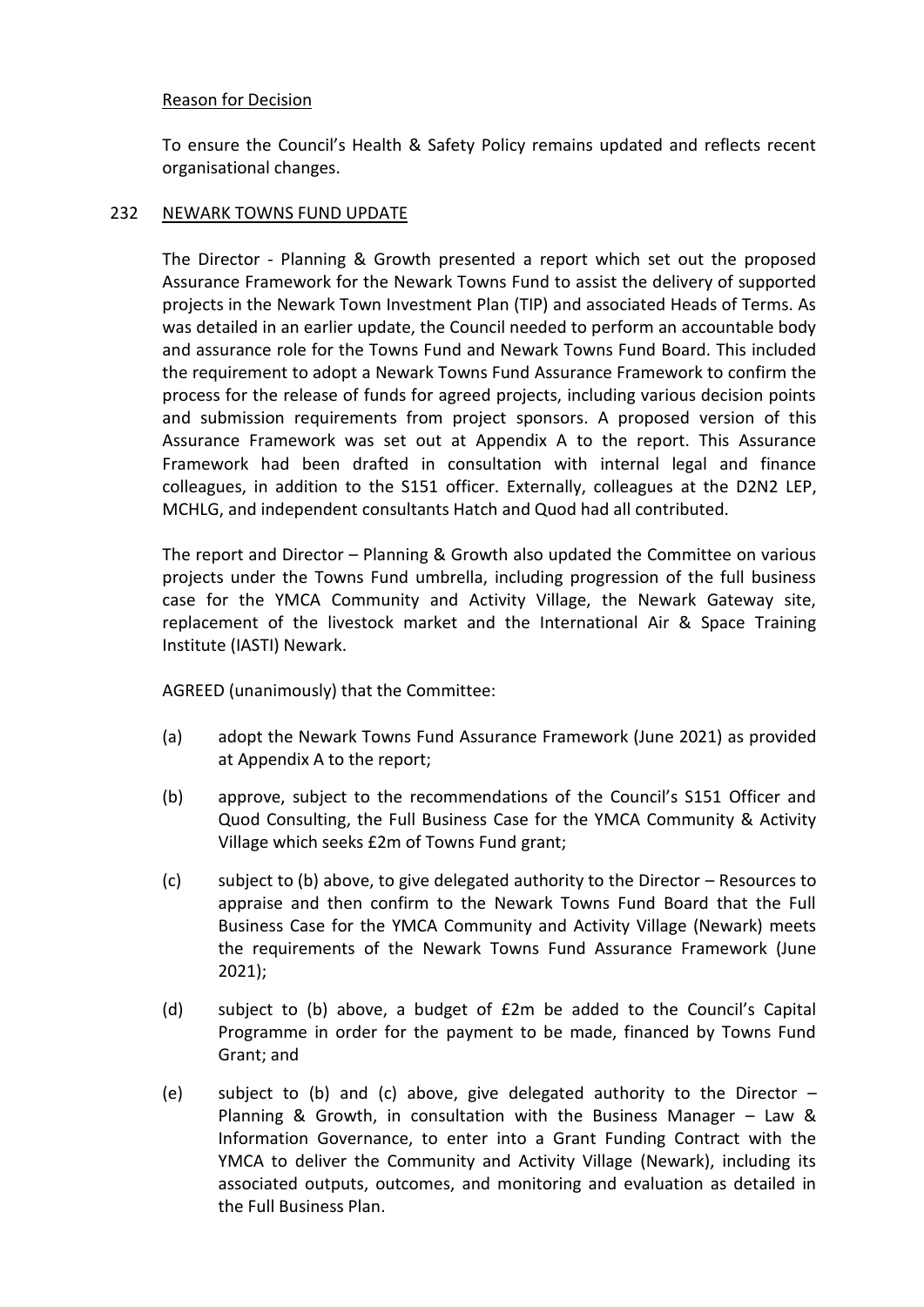Reason for Decision

To ensure the Council's Health & Safety Policy remains updated and reflects recent organisational changes.

## 232 NEWARK TOWNS FUND UPDATE

The Director - Planning & Growth presented a report which set out the proposed Assurance Framework for the Newark Towns Fund to assist the delivery of supported projects in the Newark Town Investment Plan (TIP) and associated Heads of Terms. As was detailed in an earlier update, the Council needed to perform an accountable body and assurance role for the Towns Fund and Newark Towns Fund Board. This included the requirement to adopt a Newark Towns Fund Assurance Framework to confirm the process for the release of funds for agreed projects, including various decision points and submission requirements from project sponsors. A proposed version of this Assurance Framework was set out at Appendix A to the report. This Assurance Framework had been drafted in consultation with internal legal and finance colleagues, in addition to the S151 officer. Externally, colleagues at the D2N2 LEP, MCHLG, and independent consultants Hatch and Quod had all contributed.

The report and Director – Planning & Growth also updated the Committee on various projects under the Towns Fund umbrella, including progression of the full business case for the YMCA Community and Activity Village, the Newark Gateway site, replacement of the livestock market and the International Air & Space Training Institute (IASTI) Newark.

AGREED (unanimously) that the Committee:

(a) adopt the Newark Towns Fund Assurance Framework (June 2021) as provided at Appendix A to the report;

(b) approve, subject to the recommendations of the Council's S151 Officer and Quod Consulting, the Full Business Case for the YMCA Community & Activity Village which seeks £2m of Towns Fund grant;

(c) subject to (b) above, to give delegated authority to the Director – Resources to appraise and then confirm to the Newark Towns Fund Board that the Full Business Case for the YMCA Community and Activity Village (Newark) meets the requirements of the Newark Towns Fund Assurance Framework (June 2021);

(d) subject to (b) above, a budget of £2m be added to the Council's Capital Programme in order for the payment to be made, financed by Towns Fund Grant; and

(e) subject to (b) and (c) above, give delegated authority to the Director – Planning & Growth, in consultation with the Business Manager – Law & Information Governance, to enter into a Grant Funding Contract with the YMCA to deliver the Community and Activity Village (Newark), including its associated outputs, outcomes, and monitoring and evaluation as detailed in the Full Business Plan.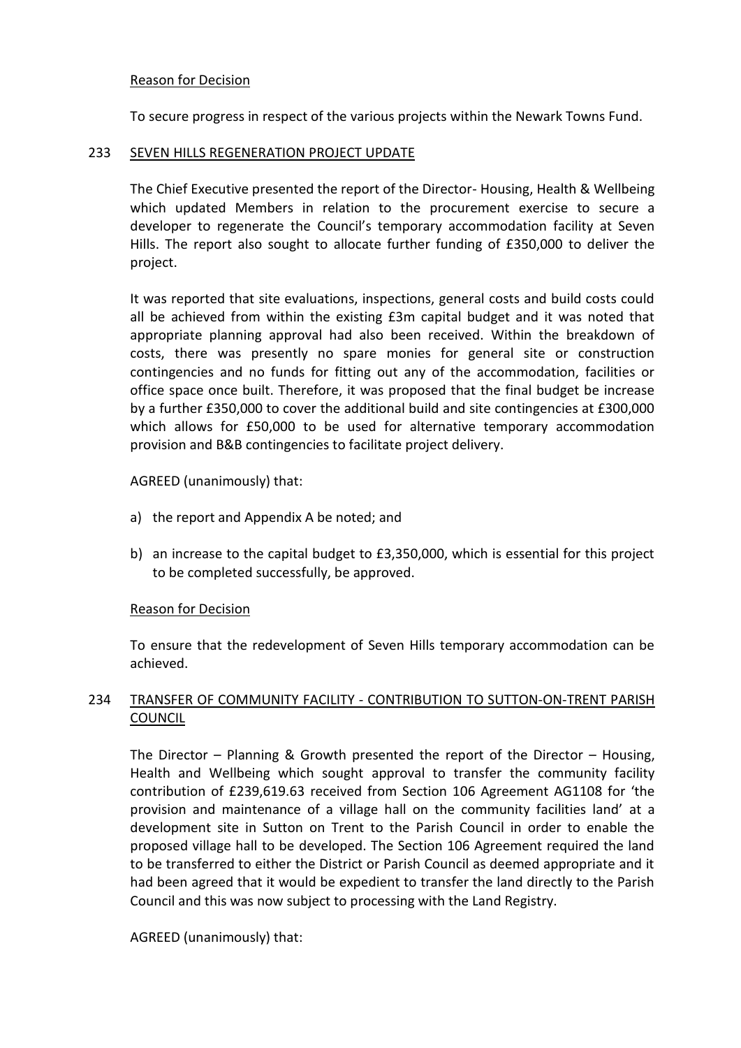Reason for Decision

To secure progress in respect of the various projects within the Newark Towns Fund.

## 233 SEVEN HILLS REGENERATION PROJECT UPDATE

The Chief Executive presented the report of the Director- Housing, Health & Wellbeing which updated Members in relation to the procurement exercise to secure a developer to regenerate the Council's temporary accommodation facility at Seven Hills. The report also sought to allocate further funding of £350,000 to deliver the project.

It was reported that site evaluations, inspections, general costs and build costs could all be achieved from within the existing £3m capital budget and it was noted that appropriate planning approval had also been received. Within the breakdown of costs, there was presently no spare monies for general site or construction contingencies and no funds for fitting out any of the accommodation, facilities or office space once built. Therefore, it was proposed that the final budget be increase by a further £350,000 to cover the additional build and site contingencies at £300,000 which allows for £50,000 to be used for alternative temporary accommodation provision and B&B contingencies to facilitate project delivery.

AGREED (unanimously) that:

a) the report and Appendix A be noted; and

b) an increase to the capital budget to £3,350,000, which is essential for this project to be completed successfully, be approved.

Reason for Decision

To ensure that the redevelopment of Seven Hills temporary accommodation can be achieved.

## 234 TRANSFER OF COMMUNITY FACILITY - CONTRIBUTION TO SUTTON-ON-TRENT PARISH COUNCIL

The Director – Planning & Growth presented the report of the Director – Housing, Health and Wellbeing which sought approval to transfer the community facility contribution of £239,619.63 received from Section 106 Agreement AG1108 for 'the provision and maintenance of a village hall on the community facilities land' at a development site in Sutton on Trent to the Parish Council in order to enable the proposed village hall to be developed. The Section 106 Agreement required the land to be transferred to either the District or Parish Council as deemed appropriate and it had been agreed that it would be expedient to transfer the land directly to the Parish Council and this was now subject to processing with the Land Registry.

AGREED (unanimously) that: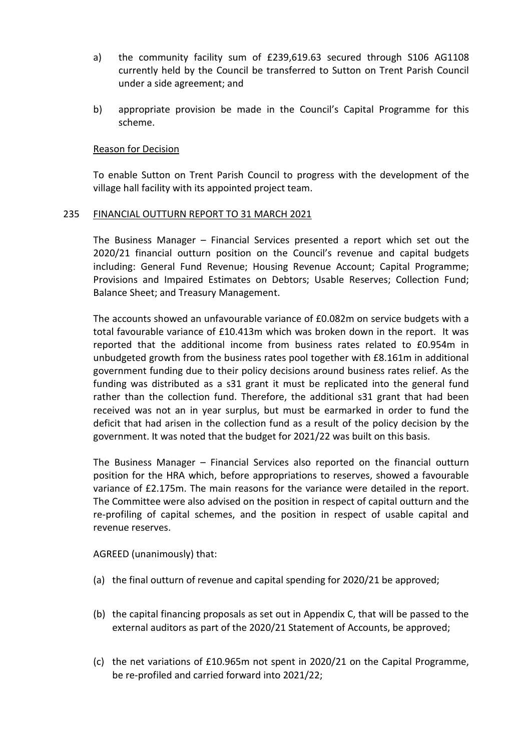a) the community facility sum of £239,619.63 secured through S106 AG1108 currently held by the Council be transferred to Sutton on Trent Parish Council under a side agreement; and

b) appropriate provision be made in the Council's Capital Programme for this scheme.

Reason for Decision

To enable Sutton on Trent Parish Council to progress with the development of the village hall facility with its appointed project team.

## 235 FINANCIAL OUTTURN REPORT TO 31 MARCH 2021

The Business Manager – Financial Services presented a report which set out the 2020/21 financial outturn position on the Council's revenue and capital budgets including: General Fund Revenue; Housing Revenue Account; Capital Programme; Provisions and Impaired Estimates on Debtors; Usable Reserves; Collection Fund; Balance Sheet; and Treasury Management.

The accounts showed an unfavourable variance of £0.082m on service budgets with a total favourable variance of £10.413m which was broken down in the report. It was reported that the additional income from business rates related to £0.954m in unbudgeted growth from the business rates pool together with £8.161m in additional government funding due to their policy decisions around business rates relief. As the funding was distributed as a s31 grant it must be replicated into the general fund rather than the collection fund. Therefore, the additional s31 grant that had been received was not an in year surplus, but must be earmarked in order to fund the deficit that had arisen in the collection fund as a result of the policy decision by the government. It was noted that the budget for 2021/22 was built on this basis.

The Business Manager – Financial Services also reported on the financial outturn position for the HRA which, before appropriations to reserves, showed a favourable variance of £2.175m. The main reasons for the variance were detailed in the report. The Committee were also advised on the position in respect of capital outturn and the re-profiling of capital schemes, and the position in respect of usable capital and revenue reserves.

AGREED (unanimously) that:

(a) the final outturn of revenue and capital spending for 2020/21 be approved;

(b) the capital financing proposals as set out in Appendix C, that will be passed to the external auditors as part of the 2020/21 Statement of Accounts, be approved;

(c) the net variations of £10.965m not spent in 2020/21 on the Capital Programme, be re-profiled and carried forward into 2021/22;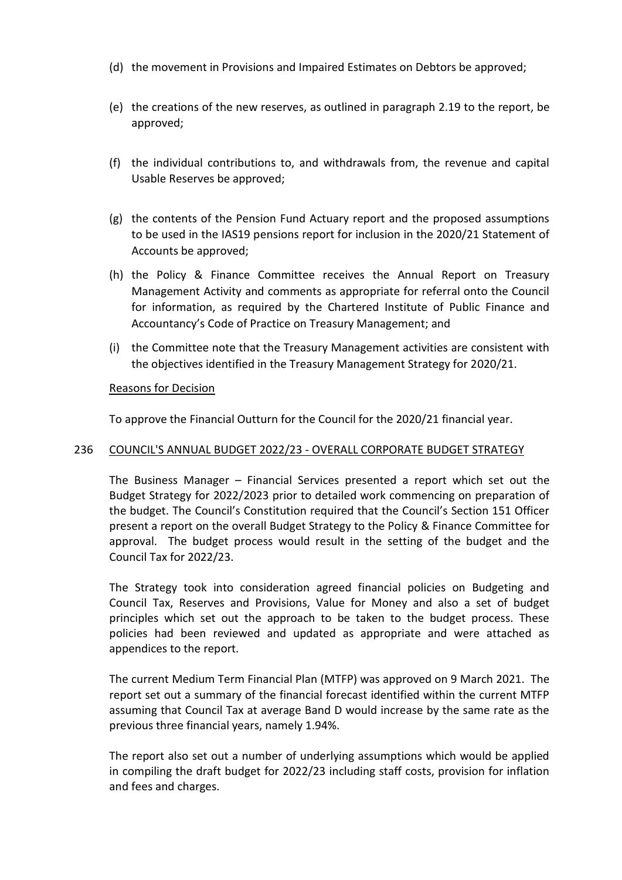(d) the movement in Provisions and Impaired Estimates on Debtors be approved;

(e) the creations of the new reserves, as outlined in paragraph 2.19 to the report, be approved;

(f) the individual contributions to, and withdrawals from, the revenue and capital Usable Reserves be approved;

(g) the contents of the Pension Fund Actuary report and the proposed assumptions to be used in the IAS19 pensions report for inclusion in the 2020/21 Statement of Accounts be approved;

(h) the Policy & Finance Committee receives the Annual Report on Treasury Management Activity and comments as appropriate for referral onto the Council for information, as required by the Chartered Institute of Public Finance and Accountancy's Code of Practice on Treasury Management; and

(i) the Committee note that the Treasury Management activities are consistent with the objectives identified in the Treasury Management Strategy for 2020/21.

Reasons for Decision

To approve the Financial Outturn for the Council for the 2020/21 financial year.

## 236 COUNCIL'S ANNUAL BUDGET 2022/23 - OVERALL CORPORATE BUDGET STRATEGY

The Business Manager – Financial Services presented a report which set out the Budget Strategy for 2022/2023 prior to detailed work commencing on preparation of the budget. The Council's Constitution required that the Council's Section 151 Officer present a report on the overall Budget Strategy to the Policy & Finance Committee for approval. The budget process would result in the setting of the budget and the Council Tax for 2022/23.

The Strategy took into consideration agreed financial policies on Budgeting and Council Tax, Reserves and Provisions, Value for Money and also a set of budget principles which set out the approach to be taken to the budget process. These policies had been reviewed and updated as appropriate and were attached as appendices to the report.

The current Medium Term Financial Plan (MTFP) was approved on 9 March 2021. The report set out a summary of the financial forecast identified within the current MTFP assuming that Council Tax at average Band D would increase by the same rate as the previous three financial years, namely 1.94%.

The report also set out a number of underlying assumptions which would be applied in compiling the draft budget for 2022/23 including staff costs, provision for inflation and fees and charges.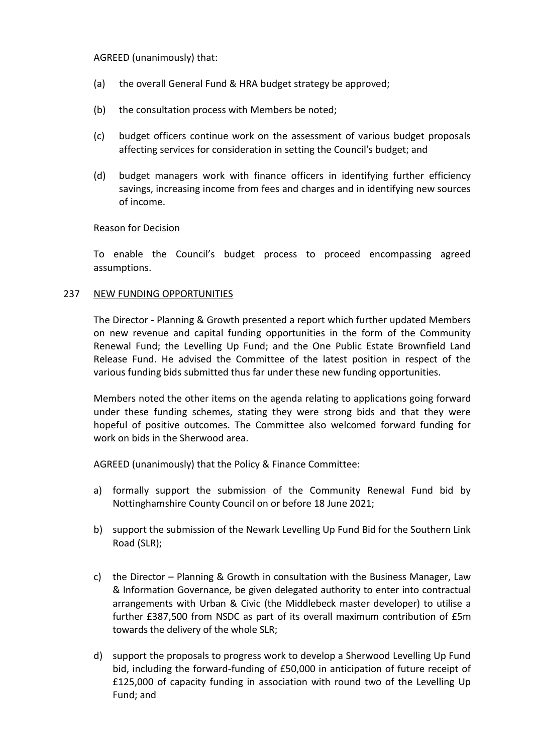AGREED (unanimously) that:

(a) the overall General Fund & HRA budget strategy be approved;

(b) the consultation process with Members be noted;

(c) budget officers continue work on the assessment of various budget proposals affecting services for consideration in setting the Council's budget; and

(d) budget managers work with finance officers in identifying further efficiency savings, increasing income from fees and charges and in identifying new sources of income.

Reason for Decision

To enable the Council's budget process to proceed encompassing agreed assumptions.

## 237 NEW FUNDING OPPORTUNITIES

The Director - Planning & Growth presented a report which further updated Members on new revenue and capital funding opportunities in the form of the Community Renewal Fund; the Levelling Up Fund; and the One Public Estate Brownfield Land Release Fund. He advised the Committee of the latest position in respect of the various funding bids submitted thus far under these new funding opportunities.

Members noted the other items on the agenda relating to applications going forward under these funding schemes, stating they were strong bids and that they were hopeful of positive outcomes. The Committee also welcomed forward funding for work on bids in the Sherwood area.

AGREED (unanimously) that the Policy & Finance Committee:

a) formally support the submission of the Community Renewal Fund bid by Nottinghamshire County Council on or before 18 June 2021;

b) support the submission of the Newark Levelling Up Fund Bid for the Southern Link Road (SLR);

c) the Director – Planning & Growth in consultation with the Business Manager, Law & Information Governance, be given delegated authority to enter into contractual arrangements with Urban & Civic (the Middlebeck master developer) to utilise a further £387,500 from NSDC as part of its overall maximum contribution of £5m towards the delivery of the whole SLR;

d) support the proposals to progress work to develop a Sherwood Levelling Up Fund bid, including the forward-funding of £50,000 in anticipation of future receipt of £125,000 of capacity funding in association with round two of the Levelling Up Fund; and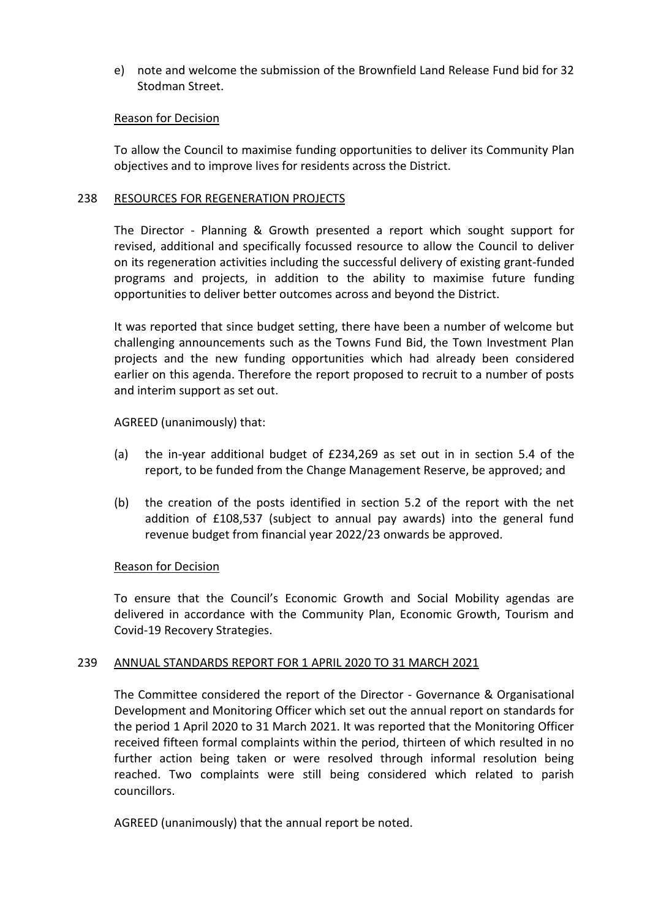e) note and welcome the submission of the Brownfield Land Release Fund bid for 32 Stodman Street.

Reason for Decision

To allow the Council to maximise funding opportunities to deliver its Community Plan objectives and to improve lives for residents across the District.

## 238 RESOURCES FOR REGENERATION PROJECTS

The Director - Planning & Growth presented a report which sought support for revised, additional and specifically focussed resource to allow the Council to deliver on its regeneration activities including the successful delivery of existing grant-funded programs and projects, in addition to the ability to maximise future funding opportunities to deliver better outcomes across and beyond the District.

It was reported that since budget setting, there have been a number of welcome but challenging announcements such as the Towns Fund Bid, the Town Investment Plan projects and the new funding opportunities which had already been considered earlier on this agenda. Therefore the report proposed to recruit to a number of posts and interim support as set out.

AGREED (unanimously) that:

(a) the in-year additional budget of £234,269 as set out in in section 5.4 of the report, to be funded from the Change Management Reserve, be approved; and

(b) the creation of the posts identified in section 5.2 of the report with the net addition of £108,537 (subject to annual pay awards) into the general fund revenue budget from financial year 2022/23 onwards be approved.

Reason for Decision

To ensure that the Council's Economic Growth and Social Mobility agendas are delivered in accordance with the Community Plan, Economic Growth, Tourism and Covid-19 Recovery Strategies.

## 239 ANNUAL STANDARDS REPORT FOR 1 APRIL 2020 TO 31 MARCH 2021

The Committee considered the report of the Director - Governance & Organisational Development and Monitoring Officer which set out the annual report on standards for the period 1 April 2020 to 31 March 2021. It was reported that the Monitoring Officer received fifteen formal complaints within the period, thirteen of which resulted in no further action being taken or were resolved through informal resolution being reached. Two complaints were still being considered which related to parish councillors.

AGREED (unanimously) that the annual report be noted.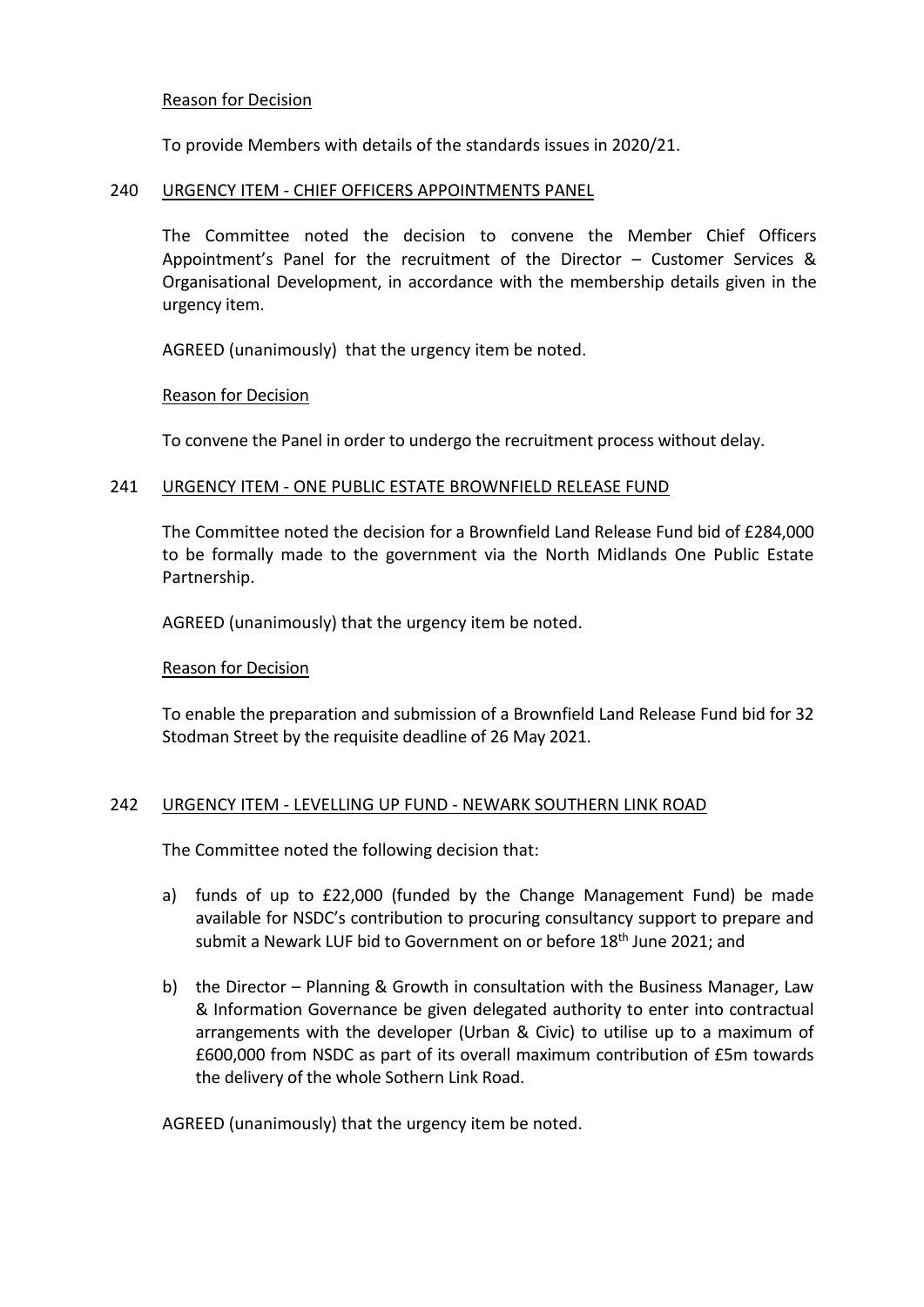Reason for Decision

To provide Members with details of the standards issues in 2020/21.

## 240 URGENCY ITEM - CHIEF OFFICERS APPOINTMENTS PANEL

The Committee noted the decision to convene the Member Chief Officers Appointment's Panel for the recruitment of the Director – Customer Services & Organisational Development, in accordance with the membership details given in the urgency item.

AGREED (unanimously) that the urgency item be noted.

Reason for Decision

To convene the Panel in order to undergo the recruitment process without delay.

## 241 URGENCY ITEM - ONE PUBLIC ESTATE BROWNFIELD RELEASE FUND

The Committee noted the decision for a Brownfield Land Release Fund bid of £284,000 to be formally made to the government via the North Midlands One Public Estate Partnership.

AGREED (unanimously) that the urgency item be noted.

Reason for Decision

To enable the preparation and submission of a Brownfield Land Release Fund bid for 32 Stodman Street by the requisite deadline of 26 May 2021.

## 242 URGENCY ITEM - LEVELLING UP FUND - NEWARK SOUTHERN LINK ROAD

The Committee noted the following decision that:

a) funds of up to £22,000 (funded by the Change Management Fund) be made available for NSDC's contribution to procuring consultancy support to prepare and submit a Newark LUF bid to Government on or before 18th June 2021; and

b) the Director – Planning & Growth in consultation with the Business Manager, Law & Information Governance be given delegated authority to enter into contractual arrangements with the developer (Urban & Civic) to utilise up to a maximum of £600,000 from NSDC as part of its overall maximum contribution of £5m towards the delivery of the whole Sothern Link Road.

AGREED (unanimously) that the urgency item be noted.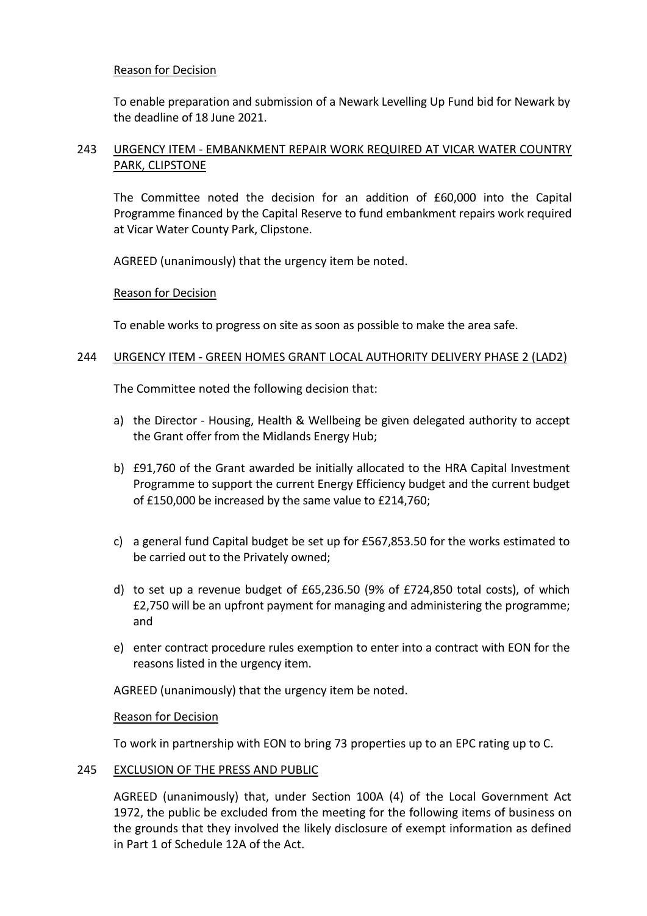Reason for Decision

To enable preparation and submission of a Newark Levelling Up Fund bid for Newark by the deadline of 18 June 2021.

## 243 URGENCY ITEM - EMBANKMENT REPAIR WORK REQUIRED AT VICAR WATER COUNTRY PARK, CLIPSTONE

The Committee noted the decision for an addition of £60,000 into the Capital Programme financed by the Capital Reserve to fund embankment repairs work required at Vicar Water County Park, Clipstone.

AGREED (unanimously) that the urgency item be noted.

Reason for Decision

To enable works to progress on site as soon as possible to make the area safe.

## 244 URGENCY ITEM - GREEN HOMES GRANT LOCAL AUTHORITY DELIVERY PHASE 2 (LAD2)

The Committee noted the following decision that:

a) the Director - Housing, Health & Wellbeing be given delegated authority to accept the Grant offer from the Midlands Energy Hub;

b) £91,760 of the Grant awarded be initially allocated to the HRA Capital Investment Programme to support the current Energy Efficiency budget and the current budget of £150,000 be increased by the same value to £214,760;

c) a general fund Capital budget be set up for £567,853.50 for the works estimated to be carried out to the Privately owned;

d) to set up a revenue budget of £65,236.50 (9% of £724,850 total costs), of which £2,750 will be an upfront payment for managing and administering the programme; and

e) enter contract procedure rules exemption to enter into a contract with EON for the reasons listed in the urgency item.

AGREED (unanimously) that the urgency item be noted.

Reason for Decision

To work in partnership with EON to bring 73 properties up to an EPC rating up to C.

## 245 EXCLUSION OF THE PRESS AND PUBLIC

AGREED (unanimously) that, under Section 100A (4) of the Local Government Act 1972, the public be excluded from the meeting for the following items of business on the grounds that they involved the likely disclosure of exempt information as defined in Part 1 of Schedule 12A of the Act.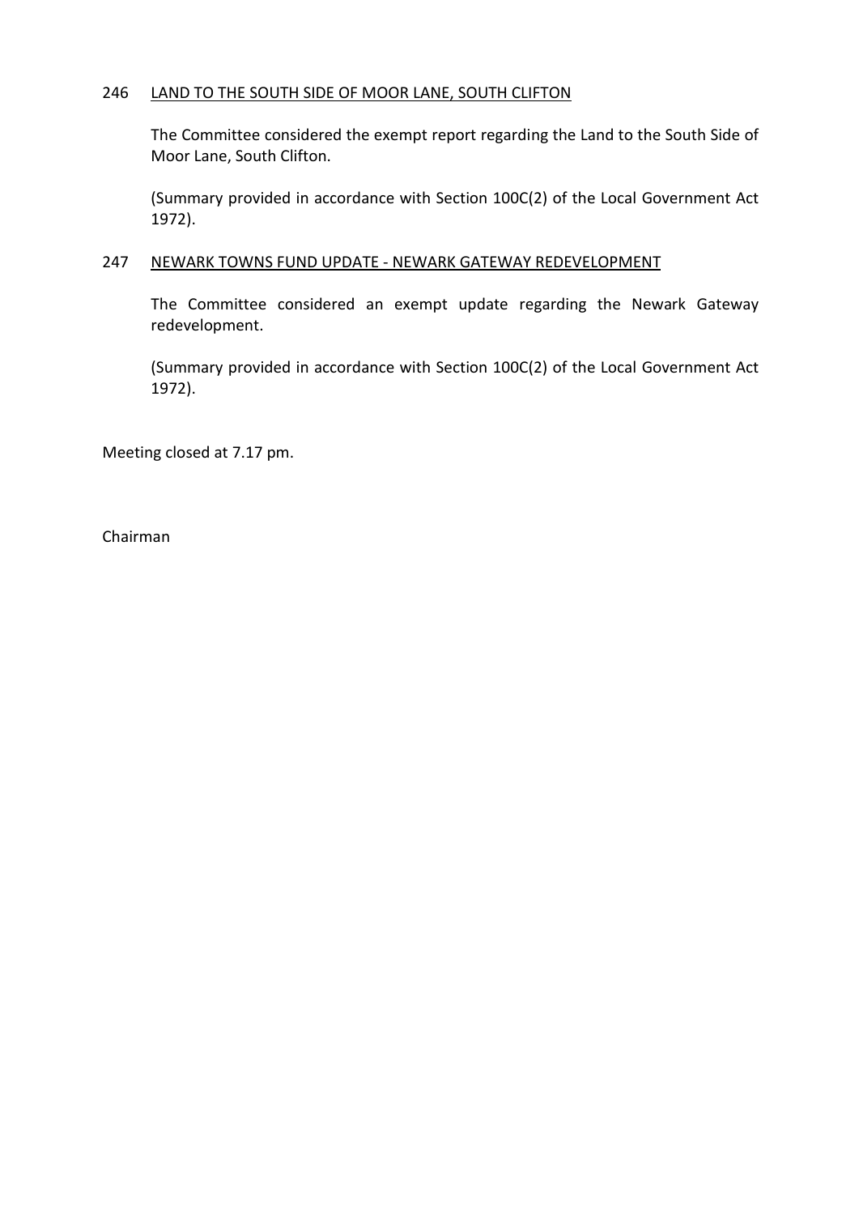## 246 LAND TO THE SOUTH SIDE OF MOOR LANE, SOUTH CLIFTON

The Committee considered the exempt report regarding the Land to the South Side of Moor Lane, South Clifton.

(Summary provided in accordance with Section 100C(2) of the Local Government Act 1972).

## 247 NEWARK TOWNS FUND UPDATE - NEWARK GATEWAY REDEVELOPMENT

The Committee considered an exempt update regarding the Newark Gateway redevelopment.

(Summary provided in accordance with Section 100C(2) of the Local Government Act 1972).

Meeting closed at 7.17 pm.

Chairman